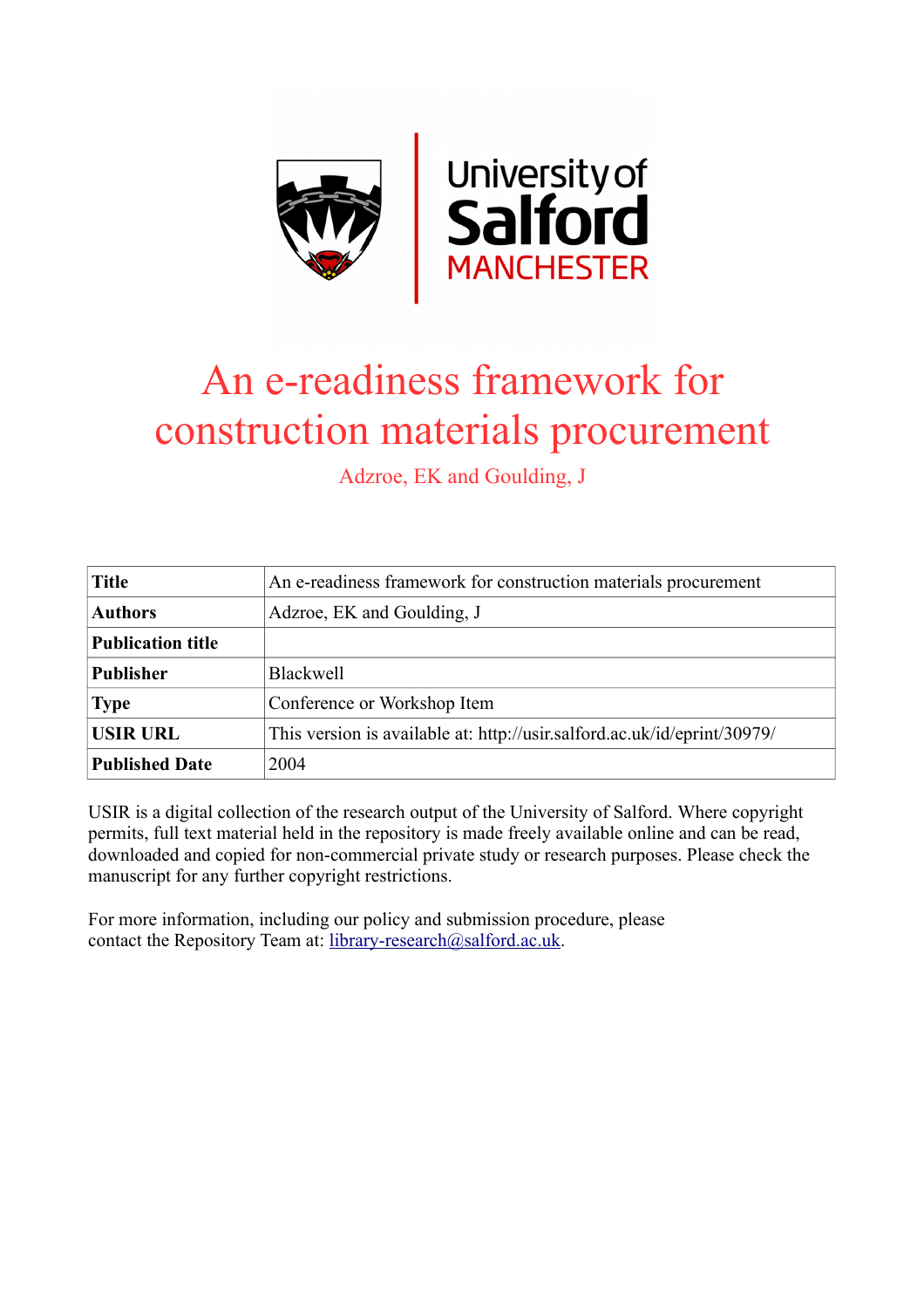# An e-readiness framework for construction materials procurement

Adzroe, EK and Goulding, J

| Title | An e-readiness framework for construction materials procurement |
|---|---|
| Authors | Adzroe, EK and Goulding, J |
| Publication title | |
| Publisher | Blackwell |
| Type | Conference or Workshop Item |
| USIR URL | This version is available at: http://usir.salford.ac.uk/id/eprint/30979/ |
| Published Date | 2004 |

USIR is a digital collection of the research output of the University of Salford. Where copyright permits, full text material held in the repository is made freely available online and can be read, downloaded and copied for non-commercial private study or research purposes. Please check the manuscript for any further copyright restrictions.

For more information, including our policy and submission procedure, please contact the Repository Team at: library-research@salford.ac.uk.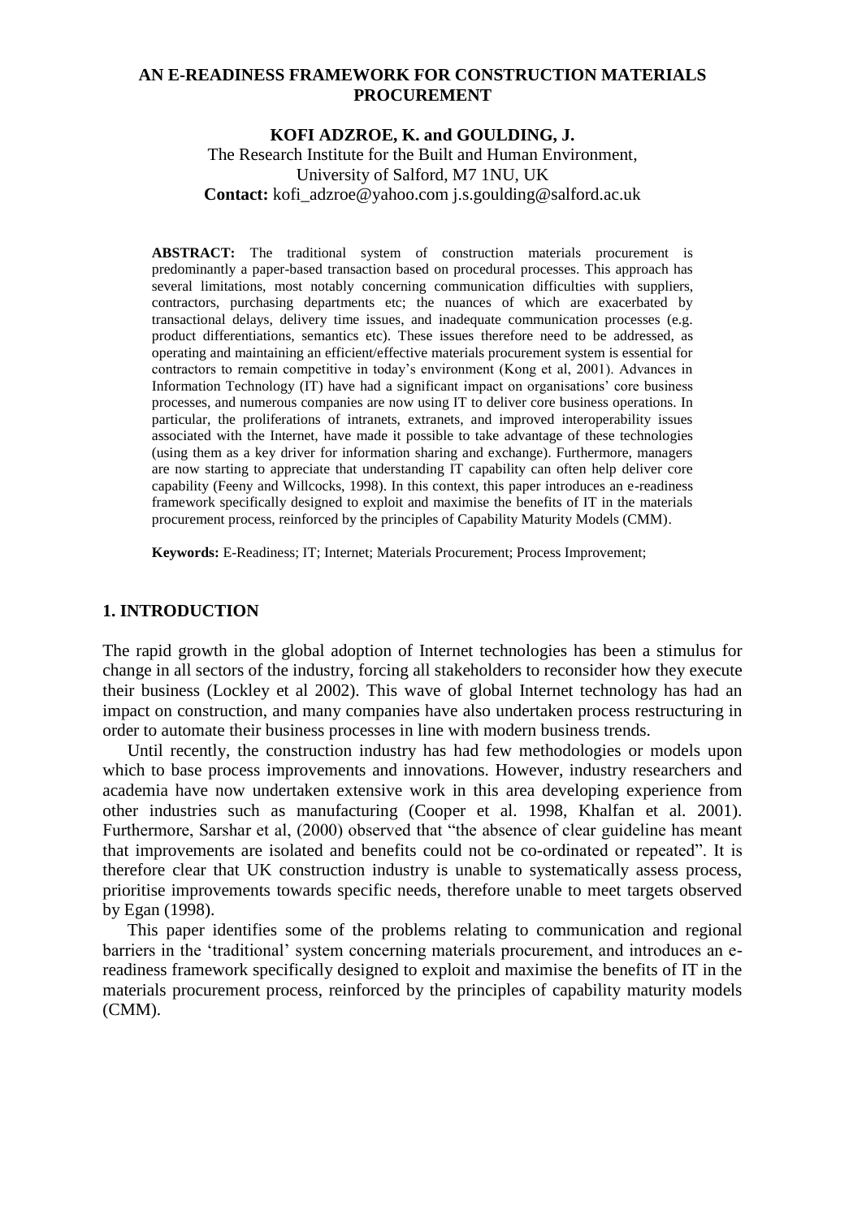# AN E-READINESS FRAMEWORK FOR CONSTRUCTION MATERIALS PROCUREMENT

**KOFI ADZROE, K. and GOULDING, J.**

The Research Institute for the Built and Human Environment,
University of Salford, M7 1NU, UK
**Contact:** kofi_adzroe@yahoo.com j.s.goulding@salford.ac.uk

**ABSTRACT:** The traditional system of construction materials procurement is predominantly a paper-based transaction based on procedural processes. This approach has several limitations, most notably concerning communication difficulties with suppliers, contractors, purchasing departments etc; the nuances of which are exacerbated by transactional delays, delivery time issues, and inadequate communication processes (e.g. product differentiations, semantics etc). These issues therefore need to be addressed, as operating and maintaining an efficient/effective materials procurement system is essential for contractors to remain competitive in today's environment (Kong et al, 2001). Advances in Information Technology (IT) have had a significant impact on organisations' core business processes, and numerous companies are now using IT to deliver core business operations. In particular, the proliferations of intranets, extranets, and improved interoperability issues associated with the Internet, have made it possible to take advantage of these technologies (using them as a key driver for information sharing and exchange). Furthermore, managers are now starting to appreciate that understanding IT capability can often help deliver core capability (Feeny and Willcocks, 1998). In this context, this paper introduces an e-readiness framework specifically designed to exploit and maximise the benefits of IT in the materials procurement process, reinforced by the principles of Capability Maturity Models (CMM).

**Keywords:** E-Readiness; IT; Internet; Materials Procurement; Process Improvement;

## 1. INTRODUCTION

The rapid growth in the global adoption of Internet technologies has been a stimulus for change in all sectors of the industry, forcing all stakeholders to reconsider how they execute their business (Lockley et al 2002). This wave of global Internet technology has had an impact on construction, and many companies have also undertaken process restructuring in order to automate their business processes in line with modern business trends.

Until recently, the construction industry has had few methodologies or models upon which to base process improvements and innovations. However, industry researchers and academia have now undertaken extensive work in this area developing experience from other industries such as manufacturing (Cooper et al. 1998, Khalfan et al. 2001). Furthermore, Sarshar et al, (2000) observed that "the absence of clear guideline has meant that improvements are isolated and benefits could not be co-ordinated or repeated". It is therefore clear that UK construction industry is unable to systematically assess process, prioritise improvements towards specific needs, therefore unable to meet targets observed by Egan (1998).

This paper identifies some of the problems relating to communication and regional barriers in the 'traditional' system concerning materials procurement, and introduces an e-readiness framework specifically designed to exploit and maximise the benefits of IT in the materials procurement process, reinforced by the principles of capability maturity models (CMM).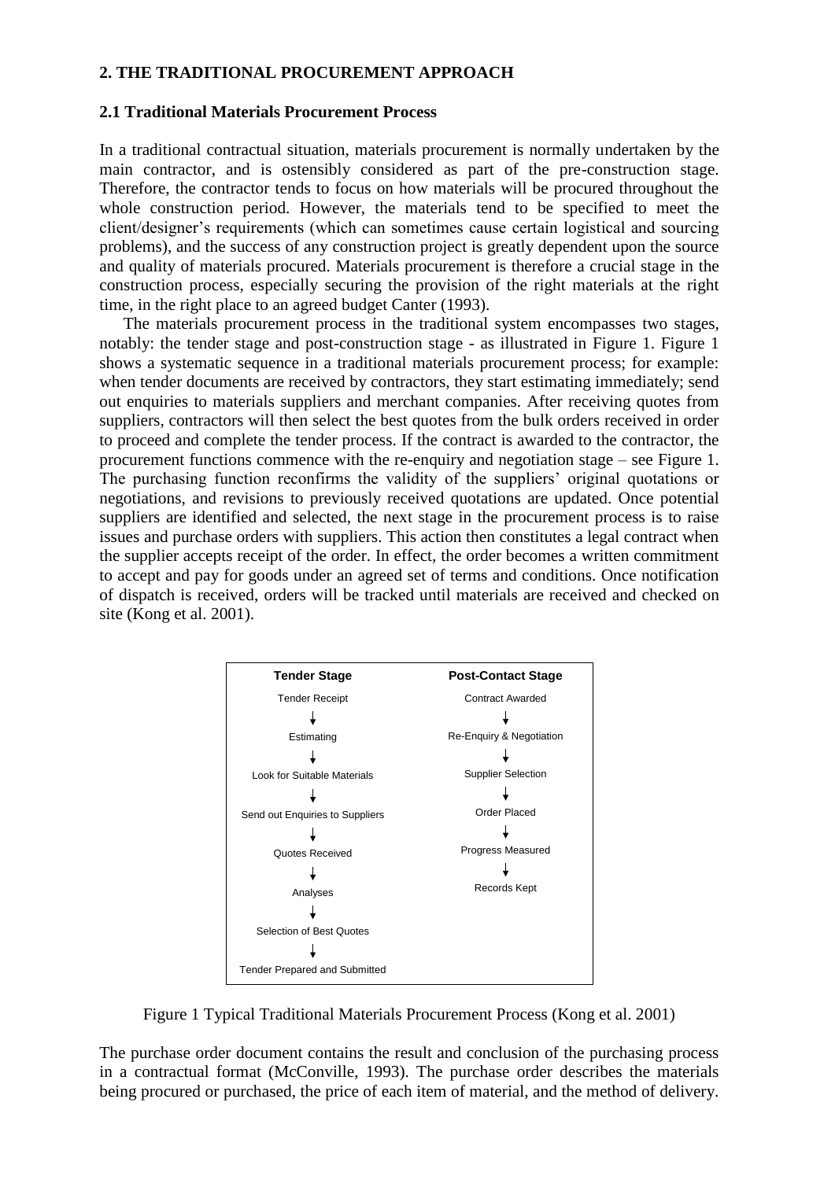## 2. THE TRADITIONAL PROCUREMENT APPROACH

### 2.1 Traditional Materials Procurement Process

In a traditional contractual situation, materials procurement is normally undertaken by the main contractor, and is ostensibly considered as part of the pre-construction stage. Therefore, the contractor tends to focus on how materials will be procured throughout the whole construction period. However, the materials tend to be specified to meet the client/designer's requirements (which can sometimes cause certain logistical and sourcing problems), and the success of any construction project is greatly dependent upon the source and quality of materials procured. Materials procurement is therefore a crucial stage in the construction process, especially securing the provision of the right materials at the right time, in the right place to an agreed budget Canter (1993).

The materials procurement process in the traditional system encompasses two stages, notably: the tender stage and post-construction stage - as illustrated in Figure 1. Figure 1 shows a systematic sequence in a traditional materials procurement process; for example: when tender documents are received by contractors, they start estimating immediately; send out enquiries to materials suppliers and merchant companies. After receiving quotes from suppliers, contractors will then select the best quotes from the bulk orders received in order to proceed and complete the tender process. If the contract is awarded to the contractor, the procurement functions commence with the re-enquiry and negotiation stage – see Figure 1. The purchasing function reconfirms the validity of the suppliers' original quotations or negotiations, and revisions to previously received quotations are updated. Once potential suppliers are identified and selected, the next stage in the procurement process is to raise issues and purchase orders with suppliers. This action then constitutes a legal contract when the supplier accepts receipt of the order. In effect, the order becomes a written commitment to accept and pay for goods under an agreed set of terms and conditions. Once notification of dispatch is received, orders will be tracked until materials are received and checked on site (Kong et al. 2001).

| Tender Stage | Post-Contact Stage |
|---|---|
| Tender Receipt | Contract Awarded |
| ↓ | ↓ |
| Estimating | Re-Enquiry & Negotiation |
| ↓ | ↓ |
| Look for Suitable Materials | Supplier Selection |
| ↓ | ↓ |
| Send out Enquiries to Suppliers | Order Placed |
| ↓ | ↓ |
| Quotes Received | Progress Measured |
| ↓ | ↓ |
| Analyses | Records Kept |
| ↓ | |
| Selection of Best Quotes | |
| ↓ | |
| Tender Prepared and Submitted | |

Figure 1 Typical Traditional Materials Procurement Process (Kong et al. 2001)

The purchase order document contains the result and conclusion of the purchasing process in a contractual format (McConville, 1993). The purchase order describes the materials being procured or purchased, the price of each item of material, and the method of delivery.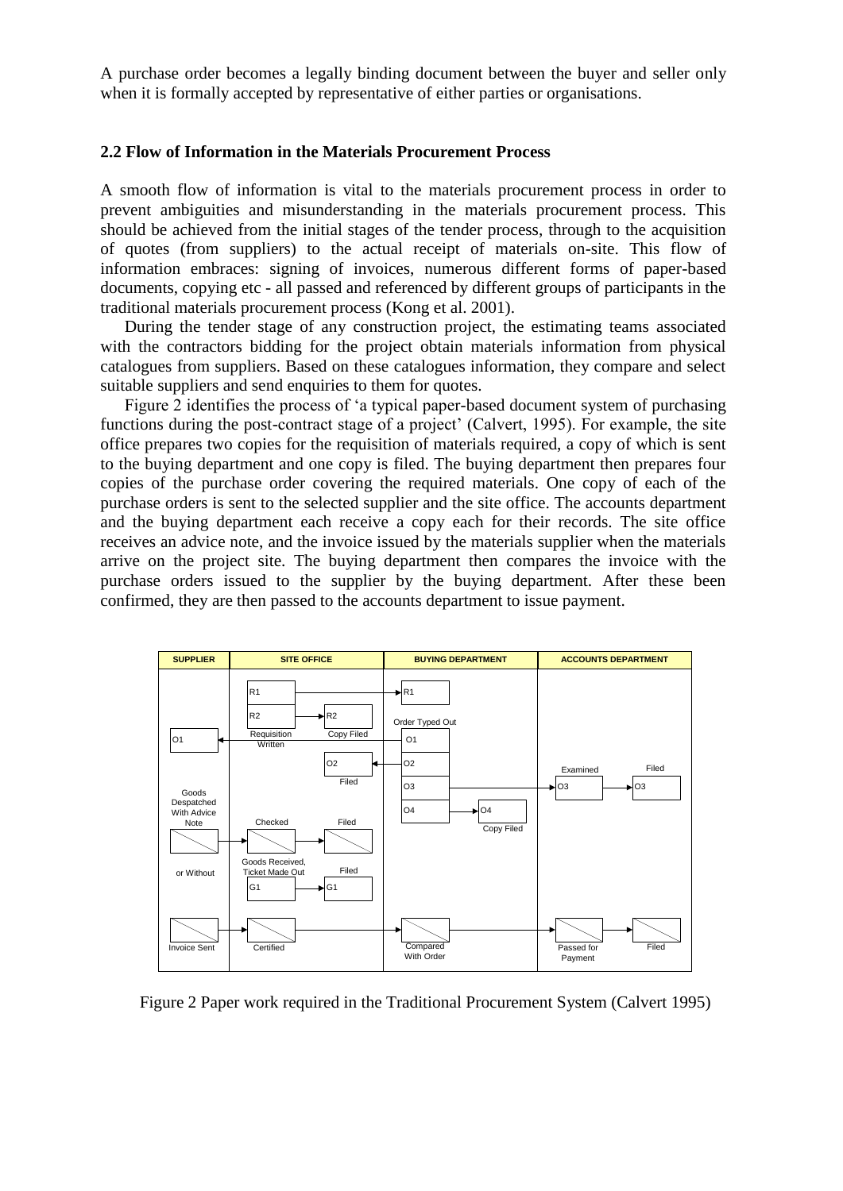A purchase order becomes a legally binding document between the buyer and seller only when it is formally accepted by representative of either parties or organisations.

## 2.2 Flow of Information in the Materials Procurement Process

A smooth flow of information is vital to the materials procurement process in order to prevent ambiguities and misunderstanding in the materials procurement process. This should be achieved from the initial stages of the tender process, through to the acquisition of quotes (from suppliers) to the actual receipt of materials on-site. This flow of information embraces: signing of invoices, numerous different forms of paper-based documents, copying etc - all passed and referenced by different groups of participants in the traditional materials procurement process (Kong et al. 2001).

During the tender stage of any construction project, the estimating teams associated with the contractors bidding for the project obtain materials information from physical catalogues from suppliers. Based on these catalogues information, they compare and select suitable suppliers and send enquiries to them for quotes.

Figure 2 identifies the process of 'a typical paper-based document system of purchasing functions during the post-contract stage of a project' (Calvert, 1995). For example, the site office prepares two copies for the requisition of materials required, a copy of which is sent to the buying department and one copy is filed. The buying department then prepares four copies of the purchase order covering the required materials. One copy of each of the purchase orders is sent to the selected supplier and the site office. The accounts department and the buying department each receive a copy each for their records. The site office receives an advice note, and the invoice issued by the materials supplier when the materials arrive on the project site. The buying department then compares the invoice with the purchase orders issued to the supplier by the buying department. After these been confirmed, they are then passed to the accounts department to issue payment.

Figure 2 Paper work required in the Traditional Procurement System (Calvert 1995)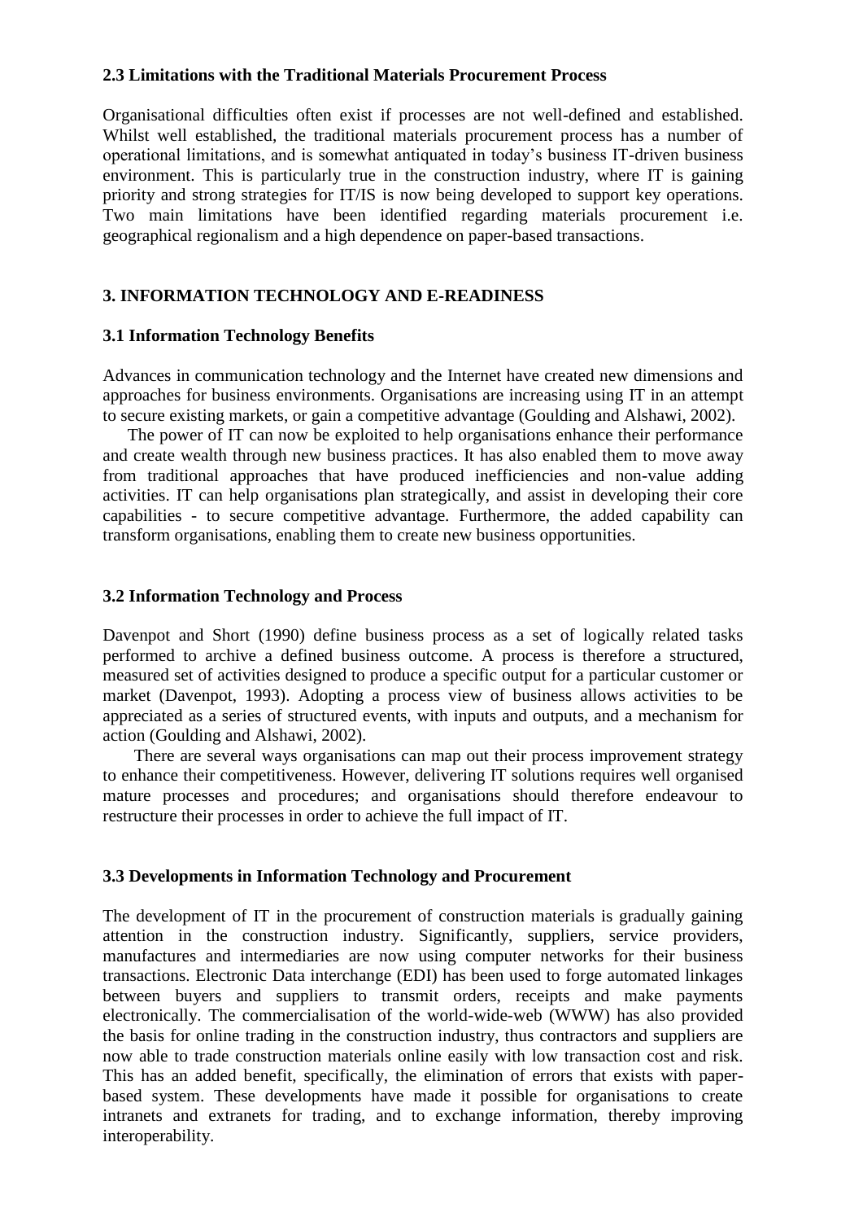### 2.3 Limitations with the Traditional Materials Procurement Process

Organisational difficulties often exist if processes are not well-defined and established. Whilst well established, the traditional materials procurement process has a number of operational limitations, and is somewhat antiquated in today's business IT-driven business environment. This is particularly true in the construction industry, where IT is gaining priority and strong strategies for IT/IS is now being developed to support key operations. Two main limitations have been identified regarding materials procurement i.e. geographical regionalism and a high dependence on paper-based transactions.

## 3. INFORMATION TECHNOLOGY AND E-READINESS

### 3.1 Information Technology Benefits

Advances in communication technology and the Internet have created new dimensions and approaches for business environments. Organisations are increasing using IT in an attempt to secure existing markets, or gain a competitive advantage (Goulding and Alshawi, 2002).

The power of IT can now be exploited to help organisations enhance their performance and create wealth through new business practices. It has also enabled them to move away from traditional approaches that have produced inefficiencies and non-value adding activities. IT can help organisations plan strategically, and assist in developing their core capabilities - to secure competitive advantage. Furthermore, the added capability can transform organisations, enabling them to create new business opportunities.

### 3.2 Information Technology and Process

Davenpot and Short (1990) define business process as a set of logically related tasks performed to archive a defined business outcome. A process is therefore a structured, measured set of activities designed to produce a specific output for a particular customer or market (Davenpot, 1993). Adopting a process view of business allows activities to be appreciated as a series of structured events, with inputs and outputs, and a mechanism for action (Goulding and Alshawi, 2002).

There are several ways organisations can map out their process improvement strategy to enhance their competitiveness. However, delivering IT solutions requires well organised mature processes and procedures; and organisations should therefore endeavour to restructure their processes in order to achieve the full impact of IT.

### 3.3 Developments in Information Technology and Procurement

The development of IT in the procurement of construction materials is gradually gaining attention in the construction industry. Significantly, suppliers, service providers, manufactures and intermediaries are now using computer networks for their business transactions. Electronic Data interchange (EDI) has been used to forge automated linkages between buyers and suppliers to transmit orders, receipts and make payments electronically. The commercialisation of the world-wide-web (WWW) has also provided the basis for online trading in the construction industry, thus contractors and suppliers are now able to trade construction materials online easily with low transaction cost and risk. This has an added benefit, specifically, the elimination of errors that exists with paper-based system. These developments have made it possible for organisations to create intranets and extranets for trading, and to exchange information, thereby improving interoperability.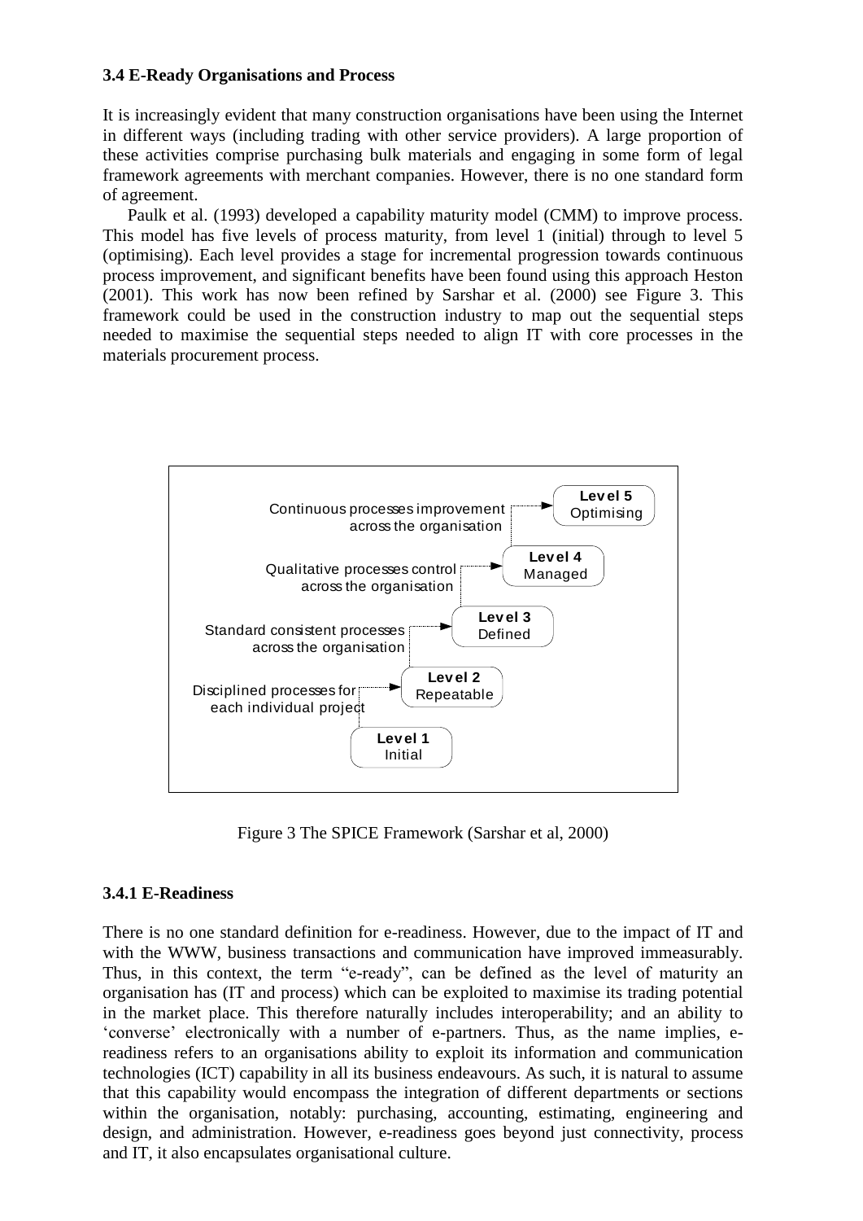### 3.4 E-Ready Organisations and Process

It is increasingly evident that many construction organisations have been using the Internet in different ways (including trading with other service providers). A large proportion of these activities comprise purchasing bulk materials and engaging in some form of legal framework agreements with merchant companies. However, there is no one standard form of agreement.

Paulk et al. (1993) developed a capability maturity model (CMM) to improve process. This model has five levels of process maturity, from level 1 (initial) through to level 5 (optimising). Each level provides a stage for incremental progression towards continuous process improvement, and significant benefits have been found using this approach Heston (2001). This work has now been refined by Sarshar et al. (2000) see Figure 3. This framework could be used in the construction industry to map out the sequential steps needed to maximise the sequential steps needed to align IT with core processes in the materials procurement process.

Figure 3 The SPICE Framework (Sarshar et al, 2000)

#### 3.4.1 E-Readiness

There is no one standard definition for e-readiness. However, due to the impact of IT and with the WWW, business transactions and communication have improved immeasurably. Thus, in this context, the term "e-ready", can be defined as the level of maturity an organisation has (IT and process) which can be exploited to maximise its trading potential in the market place. This therefore naturally includes interoperability; and an ability to 'converse' electronically with a number of e-partners. Thus, as the name implies, e-readiness refers to an organisations ability to exploit its information and communication technologies (ICT) capability in all its business endeavours. As such, it is natural to assume that this capability would encompass the integration of different departments or sections within the organisation, notably: purchasing, accounting, estimating, engineering and design, and administration. However, e-readiness goes beyond just connectivity, process and IT, it also encapsulates organisational culture.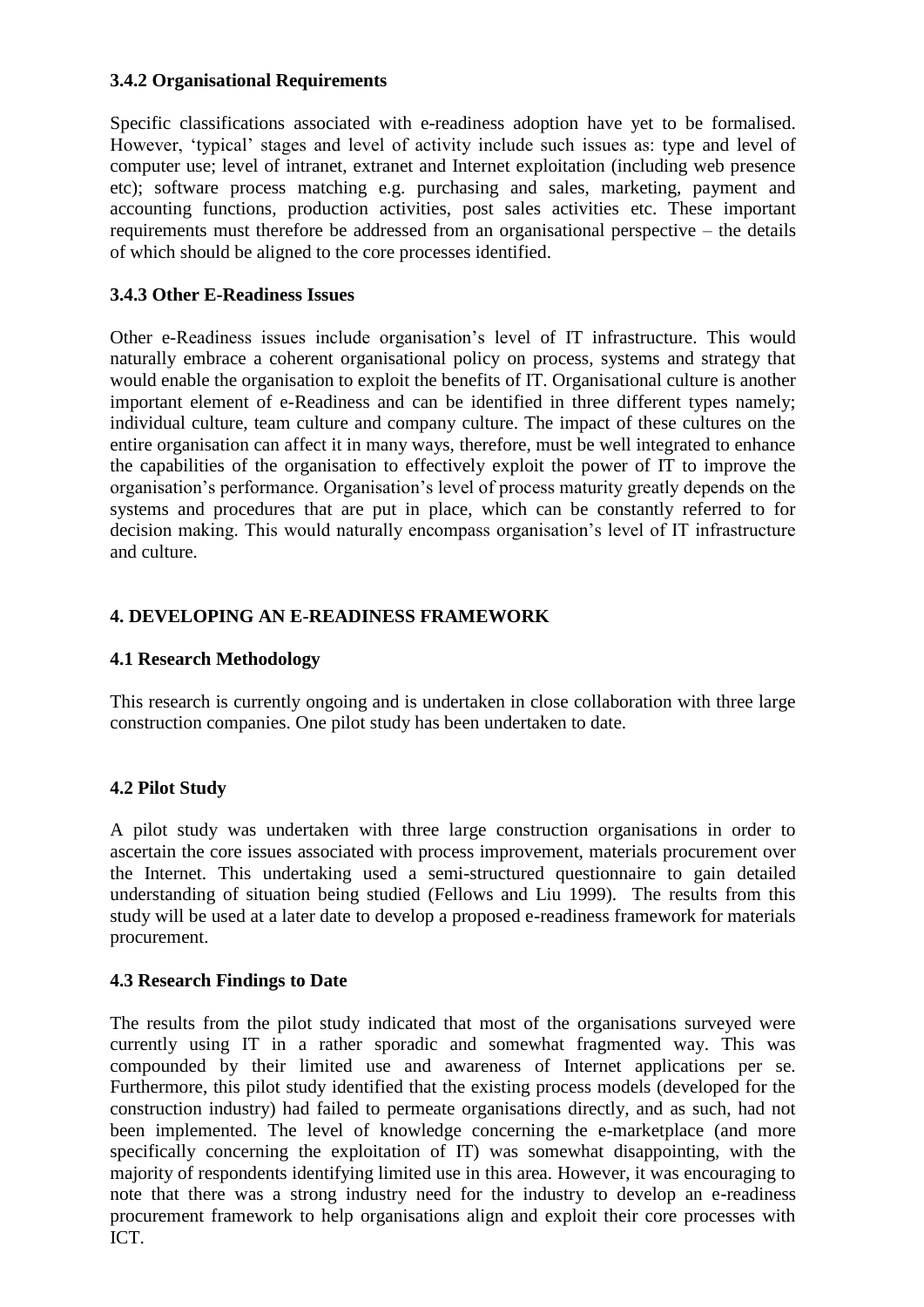### 3.4.2 Organisational Requirements

Specific classifications associated with e-readiness adoption have yet to be formalised. However, 'typical' stages and level of activity include such issues as: type and level of computer use; level of intranet, extranet and Internet exploitation (including web presence etc); software process matching e.g. purchasing and sales, marketing, payment and accounting functions, production activities, post sales activities etc. These important requirements must therefore be addressed from an organisational perspective – the details of which should be aligned to the core processes identified.

### 3.4.3 Other E-Readiness Issues

Other e-Readiness issues include organisation's level of IT infrastructure. This would naturally embrace a coherent organisational policy on process, systems and strategy that would enable the organisation to exploit the benefits of IT. Organisational culture is another important element of e-Readiness and can be identified in three different types namely; individual culture, team culture and company culture. The impact of these cultures on the entire organisation can affect it in many ways, therefore, must be well integrated to enhance the capabilities of the organisation to effectively exploit the power of IT to improve the organisation's performance. Organisation's level of process maturity greatly depends on the systems and procedures that are put in place, which can be constantly referred to for decision making. This would naturally encompass organisation's level of IT infrastructure and culture.

## 4. DEVELOPING AN E-READINESS FRAMEWORK

### 4.1 Research Methodology

This research is currently ongoing and is undertaken in close collaboration with three large construction companies. One pilot study has been undertaken to date.

### 4.2 Pilot Study

A pilot study was undertaken with three large construction organisations in order to ascertain the core issues associated with process improvement, materials procurement over the Internet. This undertaking used a semi-structured questionnaire to gain detailed understanding of situation being studied (Fellows and Liu 1999). The results from this study will be used at a later date to develop a proposed e-readiness framework for materials procurement.

### 4.3 Research Findings to Date

The results from the pilot study indicated that most of the organisations surveyed were currently using IT in a rather sporadic and somewhat fragmented way. This was compounded by their limited use and awareness of Internet applications per se. Furthermore, this pilot study identified that the existing process models (developed for the construction industry) had failed to permeate organisations directly, and as such, had not been implemented. The level of knowledge concerning the e-marketplace (and more specifically concerning the exploitation of IT) was somewhat disappointing, with the majority of respondents identifying limited use in this area. However, it was encouraging to note that there was a strong industry need for the industry to develop an e-readiness procurement framework to help organisations align and exploit their core processes with ICT.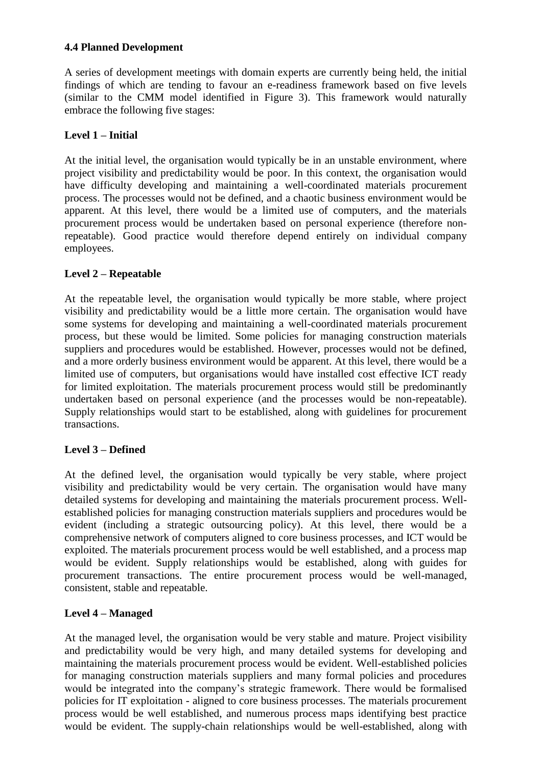### 4.4 Planned Development

A series of development meetings with domain experts are currently being held, the initial findings of which are tending to favour an e-readiness framework based on five levels (similar to the CMM model identified in Figure 3). This framework would naturally embrace the following five stages:

#### Level 1 – Initial

At the initial level, the organisation would typically be in an unstable environment, where project visibility and predictability would be poor. In this context, the organisation would have difficulty developing and maintaining a well-coordinated materials procurement process. The processes would not be defined, and a chaotic business environment would be apparent. At this level, there would be a limited use of computers, and the materials procurement process would be undertaken based on personal experience (therefore non-repeatable). Good practice would therefore depend entirely on individual company employees.

#### Level 2 – Repeatable

At the repeatable level, the organisation would typically be more stable, where project visibility and predictability would be a little more certain. The organisation would have some systems for developing and maintaining a well-coordinated materials procurement process, but these would be limited. Some policies for managing construction materials suppliers and procedures would be established. However, processes would not be defined, and a more orderly business environment would be apparent. At this level, there would be a limited use of computers, but organisations would have installed cost effective ICT ready for limited exploitation. The materials procurement process would still be predominantly undertaken based on personal experience (and the processes would be non-repeatable). Supply relationships would start to be established, along with guidelines for procurement transactions.

#### Level 3 – Defined

At the defined level, the organisation would typically be very stable, where project visibility and predictability would be very certain. The organisation would have many detailed systems for developing and maintaining the materials procurement process. Well-established policies for managing construction materials suppliers and procedures would be evident (including a strategic outsourcing policy). At this level, there would be a comprehensive network of computers aligned to core business processes, and ICT would be exploited. The materials procurement process would be well established, and a process map would be evident. Supply relationships would be established, along with guides for procurement transactions. The entire procurement process would be well-managed, consistent, stable and repeatable.

#### Level 4 – Managed

At the managed level, the organisation would be very stable and mature. Project visibility and predictability would be very high, and many detailed systems for developing and maintaining the materials procurement process would be evident. Well-established policies for managing construction materials suppliers and many formal policies and procedures would be integrated into the company's strategic framework. There would be formalised policies for IT exploitation - aligned to core business processes. The materials procurement process would be well established, and numerous process maps identifying best practice would be evident. The supply-chain relationships would be well-established, along with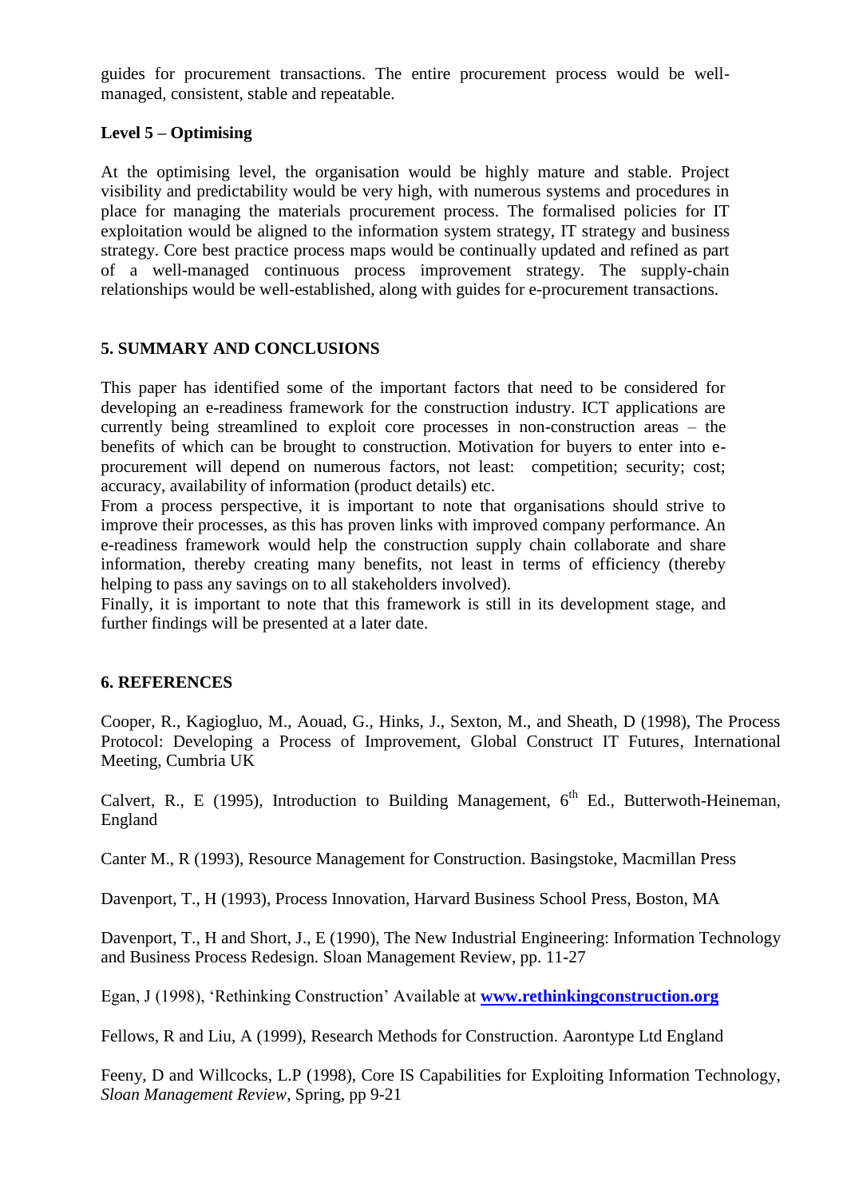guides for procurement transactions. The entire procurement process would be well-managed, consistent, stable and repeatable.

**Level 5 – Optimising**

At the optimising level, the organisation would be highly mature and stable. Project visibility and predictability would be very high, with numerous systems and procedures in place for managing the materials procurement process. The formalised policies for IT exploitation would be aligned to the information system strategy, IT strategy and business strategy. Core best practice process maps would be continually updated and refined as part of a well-managed continuous process improvement strategy. The supply-chain relationships would be well-established, along with guides for e-procurement transactions.

## 5. SUMMARY AND CONCLUSIONS

This paper has identified some of the important factors that need to be considered for developing an e-readiness framework for the construction industry. ICT applications are currently being streamlined to exploit core processes in non-construction areas – the benefits of which can be brought to construction. Motivation for buyers to enter into e-procurement will depend on numerous factors, not least: competition; security; cost; accuracy, availability of information (product details) etc.

From a process perspective, it is important to note that organisations should strive to improve their processes, as this has proven links with improved company performance. An e-readiness framework would help the construction supply chain collaborate and share information, thereby creating many benefits, not least in terms of efficiency (thereby helping to pass any savings on to all stakeholders involved).

Finally, it is important to note that this framework is still in its development stage, and further findings will be presented at a later date.

## 6. REFERENCES

Cooper, R., Kagiogluo, M., Aouad, G., Hinks, J., Sexton, M., and Sheath, D (1998), The Process Protocol: Developing a Process of Improvement, Global Construct IT Futures, International Meeting, Cumbria UK

Calvert, R., E (1995), Introduction to Building Management, 6th Ed., Butterwoth-Heineman, England

Canter M., R (1993), Resource Management for Construction. Basingstoke, Macmillan Press

Davenport, T., H (1993), Process Innovation, Harvard Business School Press, Boston, MA

Davenport, T., H and Short, J., E (1990), The New Industrial Engineering: Information Technology and Business Process Redesign. Sloan Management Review, pp. 11-27

Egan, J (1998), 'Rethinking Construction' Available at **www.rethinkingconstruction.org**

Fellows, R and Liu, A (1999), Research Methods for Construction. Aarontype Ltd England

Feeny, D and Willcocks, L.P (1998), Core IS Capabilities for Exploiting Information Technology, *Sloan Management Review*, Spring, pp 9-21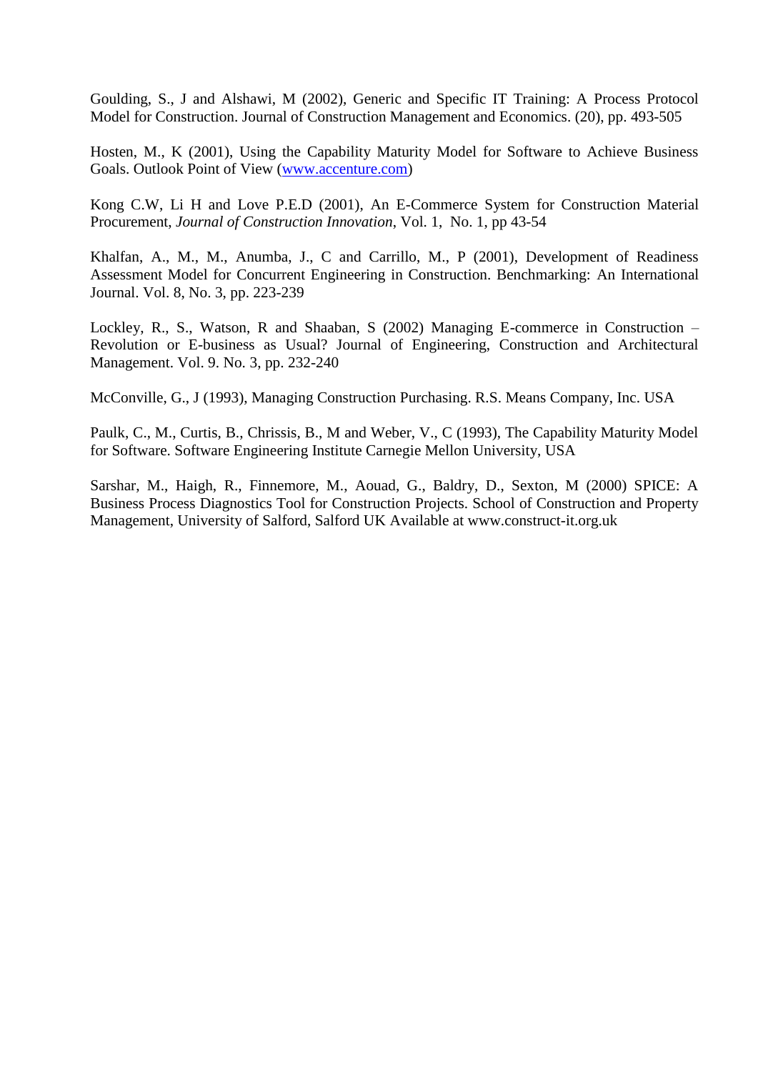Goulding, S., J and Alshawi, M (2002), Generic and Specific IT Training: A Process Protocol Model for Construction. Journal of Construction Management and Economics. (20), pp. 493-505

Hosten, M., K (2001), Using the Capability Maturity Model for Software to Achieve Business Goals. Outlook Point of View (www.accenture.com)

Kong C.W, Li H and Love P.E.D (2001), An E-Commerce System for Construction Material Procurement, *Journal of Construction Innovation*, Vol. 1, No. 1, pp 43-54

Khalfan, A., M., M., Anumba, J., C and Carrillo, M., P (2001), Development of Readiness Assessment Model for Concurrent Engineering in Construction. Benchmarking: An International Journal. Vol. 8, No. 3, pp. 223-239

Lockley, R., S., Watson, R and Shaaban, S (2002) Managing E-commerce in Construction – Revolution or E-business as Usual? Journal of Engineering, Construction and Architectural Management. Vol. 9. No. 3, pp. 232-240

McConville, G., J (1993), Managing Construction Purchasing. R.S. Means Company, Inc. USA

Paulk, C., M., Curtis, B., Chrissis, B., M and Weber, V., C (1993), The Capability Maturity Model for Software. Software Engineering Institute Carnegie Mellon University, USA

Sarshar, M., Haigh, R., Finnemore, M., Aouad, G., Baldry, D., Sexton, M (2000) SPICE: A Business Process Diagnostics Tool for Construction Projects. School of Construction and Property Management, University of Salford, Salford UK Available at www.construct-it.org.uk